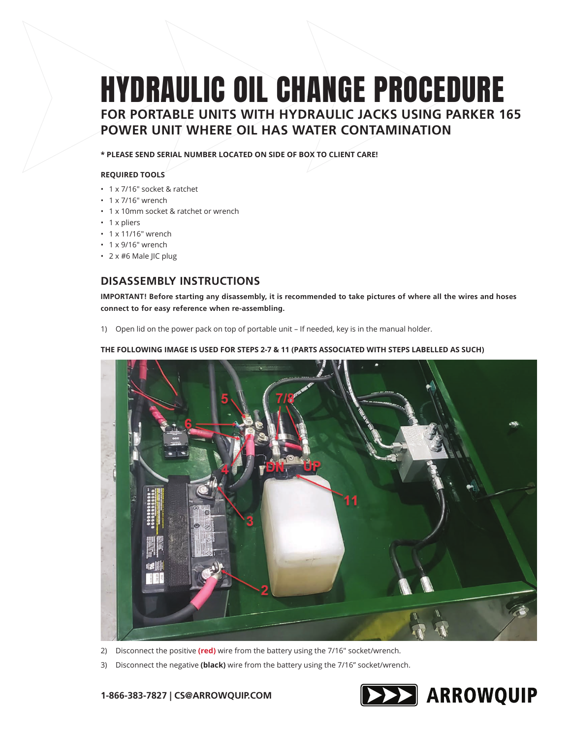# HYDRAULIC OIL CHANGE PROCEDURE

## FOR PORTABLE UNITS WITH HYDRAULIC JACKS USING PARKER 165 POWER UNIT WHERE OIL HAS WATER CONTAMINATION

**\* PLEASE SEND SERIAL NUMBER LOCATED ON SIDE OF BOX TO CLIENT CARE!**

**REQUIRED TOOLS**

- 1 x 7/16" socket & ratchet
- 1 x 7/16" wrench
- 1 x 10mm socket & ratchet or wrench
- 1 x pliers
- 1 x 11/16" wrench
- 1 x 9/16" wrench
- 2 x #6 Male JIC plug

## DISASSEMBLY INSTRUCTIONS

**IMPORTANT! Before starting any disassembly, it is recommended to take pictures of where all the wires and hoses connect to for easy reference when re-assembling.**

1) Open lid on the power pack on top of portable unit – If needed, key is in the manual holder.

**THE FOLLOWING IMAGE IS USED FOR STEPS 2-7 & 11 (PARTS ASSOCIATED WITH STEPS LABELLED AS SUCH)**

2) Disconnect the positive **(red)** wire from the battery using the 7/16" socket/wrench.
3) Disconnect the negative **(black)** wire from the battery using the 7/16" socket/wrench.

**1-866-383-7827 | CS@ARROWQUIP.COM**

ARROWQUIP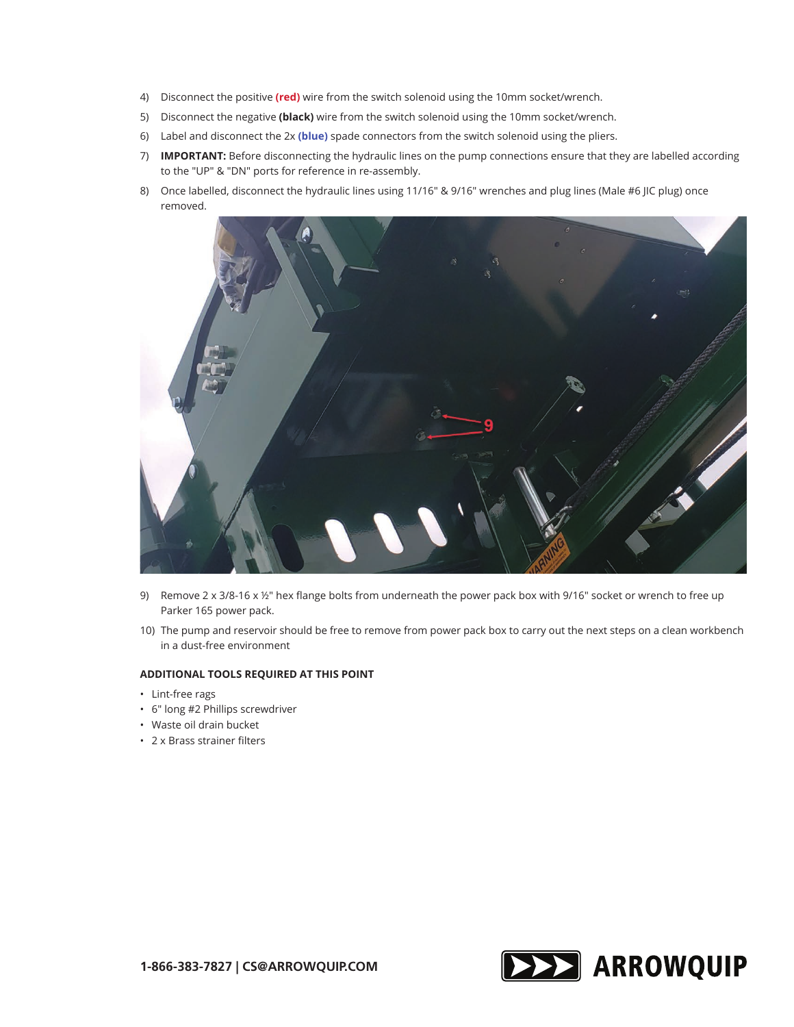4) Disconnect the positive **(red)** wire from the switch solenoid using the 10mm socket/wrench.
5) Disconnect the negative **(black)** wire from the switch solenoid using the 10mm socket/wrench.
6) Label and disconnect the 2x **(blue)** spade connectors from the switch solenoid using the pliers.
7) **IMPORTANT:** Before disconnecting the hydraulic lines on the pump connections ensure that they are labelled according to the "UP" & "DN" ports for reference in re-assembly.
8) Once labelled, disconnect the hydraulic lines using 11/16" & 9/16" wrenches and plug lines (Male #6 JIC plug) once removed.

9) Remove 2 x 3/8-16 x ½" hex flange bolts from underneath the power pack box with 9/16" socket or wrench to free up Parker 165 power pack.
10) The pump and reservoir should be free to remove from power pack box to carry out the next steps on a clean workbench in a dust-free environment

**ADDITIONAL TOOLS REQUIRED AT THIS POINT**

- Lint-free rags
- 6" long #2 Phillips screwdriver
- Waste oil drain bucket
- 2 x Brass strainer filters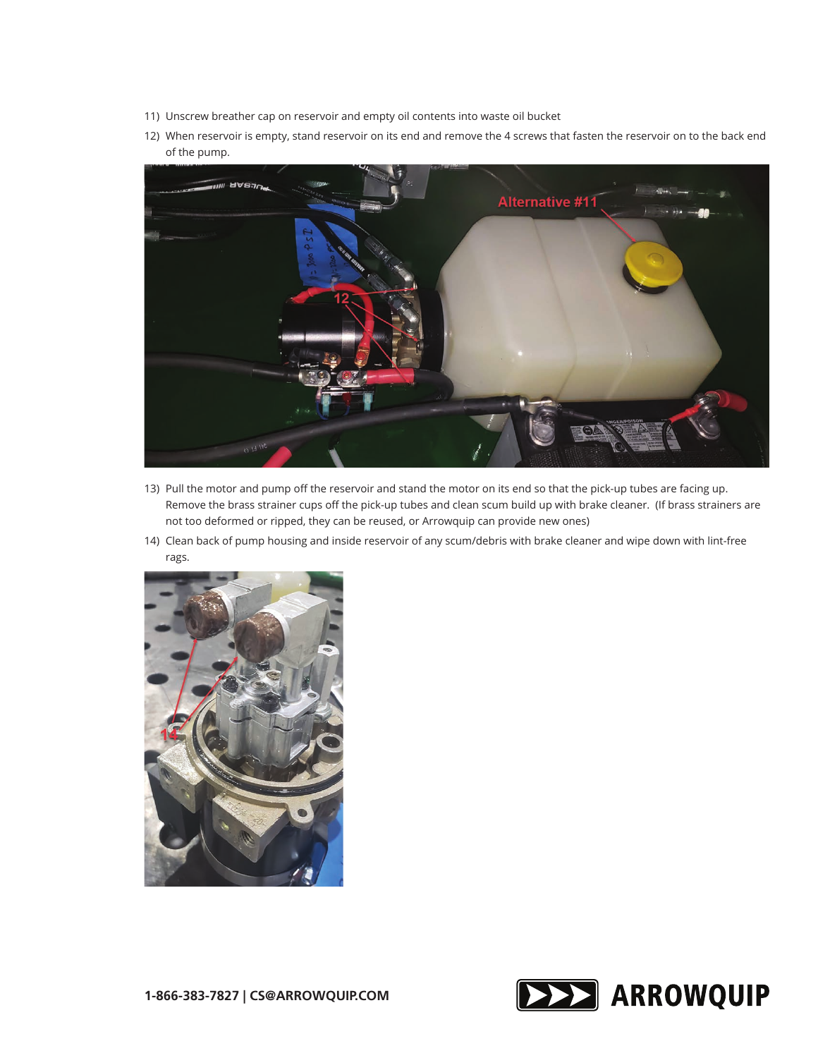11) Unscrew breather cap on reservoir and empty oil contents into waste oil bucket
12) When reservoir is empty, stand reservoir on its end and remove the 4 screws that fasten the reservoir on to the back end of the pump.
13) Pull the motor and pump off the reservoir and stand the motor on its end so that the pick-up tubes are facing up. Remove the brass strainer cups off the pick-up tubes and clean scum build up with brake cleaner. (If brass strainers are not too deformed or ripped, they can be reused, or Arrowquip can provide new ones)
14) Clean back of pump housing and inside reservoir of any scum/debris with brake cleaner and wipe down with lint-free rags.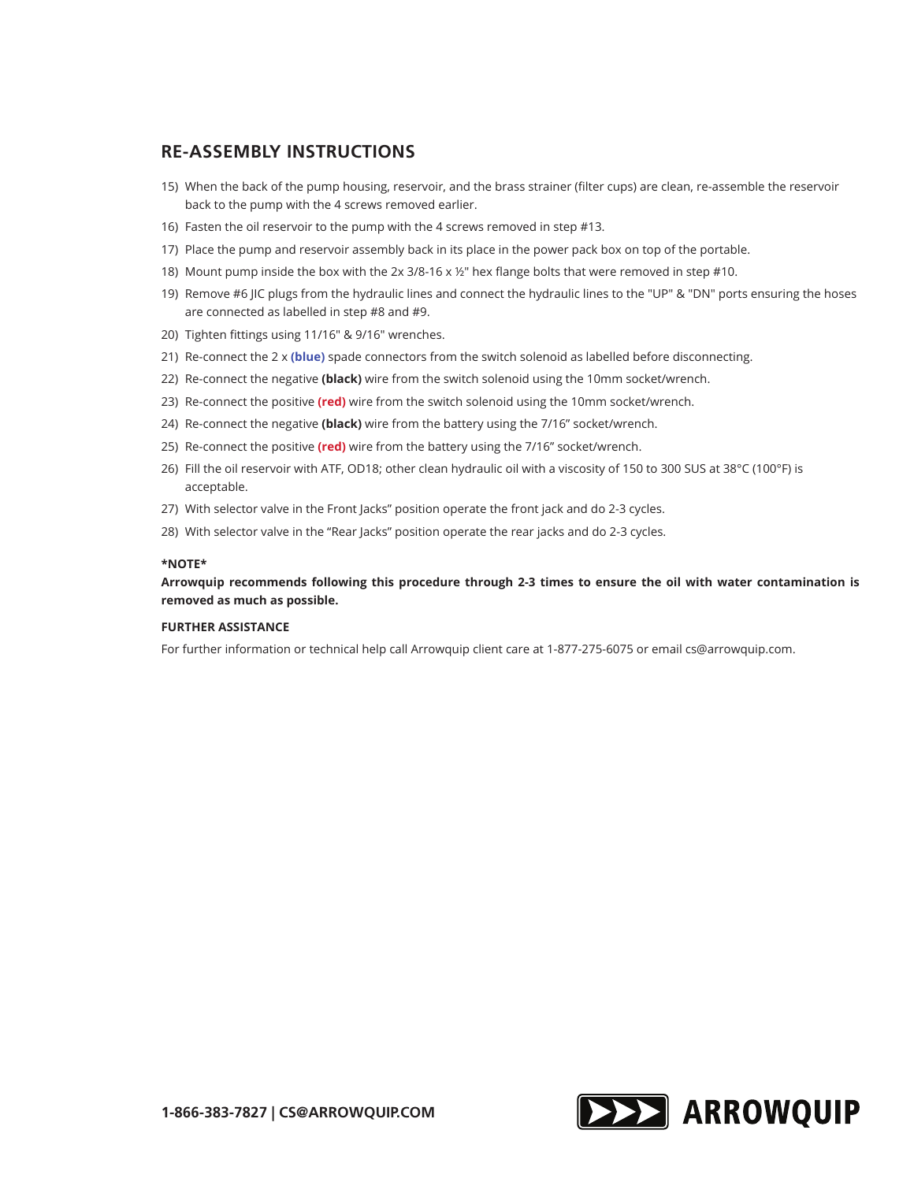## RE-ASSEMBLY INSTRUCTIONS

15) When the back of the pump housing, reservoir, and the brass strainer (filter cups) are clean, re-assemble the reservoir back to the pump with the 4 screws removed earlier.
16) Fasten the oil reservoir to the pump with the 4 screws removed in step #13.
17) Place the pump and reservoir assembly back in its place in the power pack box on top of the portable.
18) Mount pump inside the box with the 2x 3/8-16 x ½" hex flange bolts that were removed in step #10.
19) Remove #6 JIC plugs from the hydraulic lines and connect the hydraulic lines to the "UP" & "DN" ports ensuring the hoses are connected as labelled in step #8 and #9.
20) Tighten fittings using 11/16" & 9/16" wrenches.
21) Re-connect the 2 x **(blue)** spade connectors from the switch solenoid as labelled before disconnecting.
22) Re-connect the negative **(black)** wire from the switch solenoid using the 10mm socket/wrench.
23) Re-connect the positive **(red)** wire from the switch solenoid using the 10mm socket/wrench.
24) Re-connect the negative **(black)** wire from the battery using the 7/16" socket/wrench.
25) Re-connect the positive **(red)** wire from the battery using the 7/16" socket/wrench.
26) Fill the oil reservoir with ATF, OD18; other clean hydraulic oil with a viscosity of 150 to 300 SUS at 38°C (100°F) is acceptable.
27) With selector valve in the Front Jacks" position operate the front jack and do 2-3 cycles.
28) With selector valve in the "Rear Jacks" position operate the rear jacks and do 2-3 cycles.

**\*NOTE\***

**Arrowquip recommends following this procedure through 2-3 times to ensure the oil with water contamination is removed as much as possible.**

**FURTHER ASSISTANCE**

For further information or technical help call Arrowquip client care at 1-877-275-6075 or email cs@arrowquip.com.

**1-866-383-7827 | CS@ARROWQUIP.COM**

ARROWQUIP